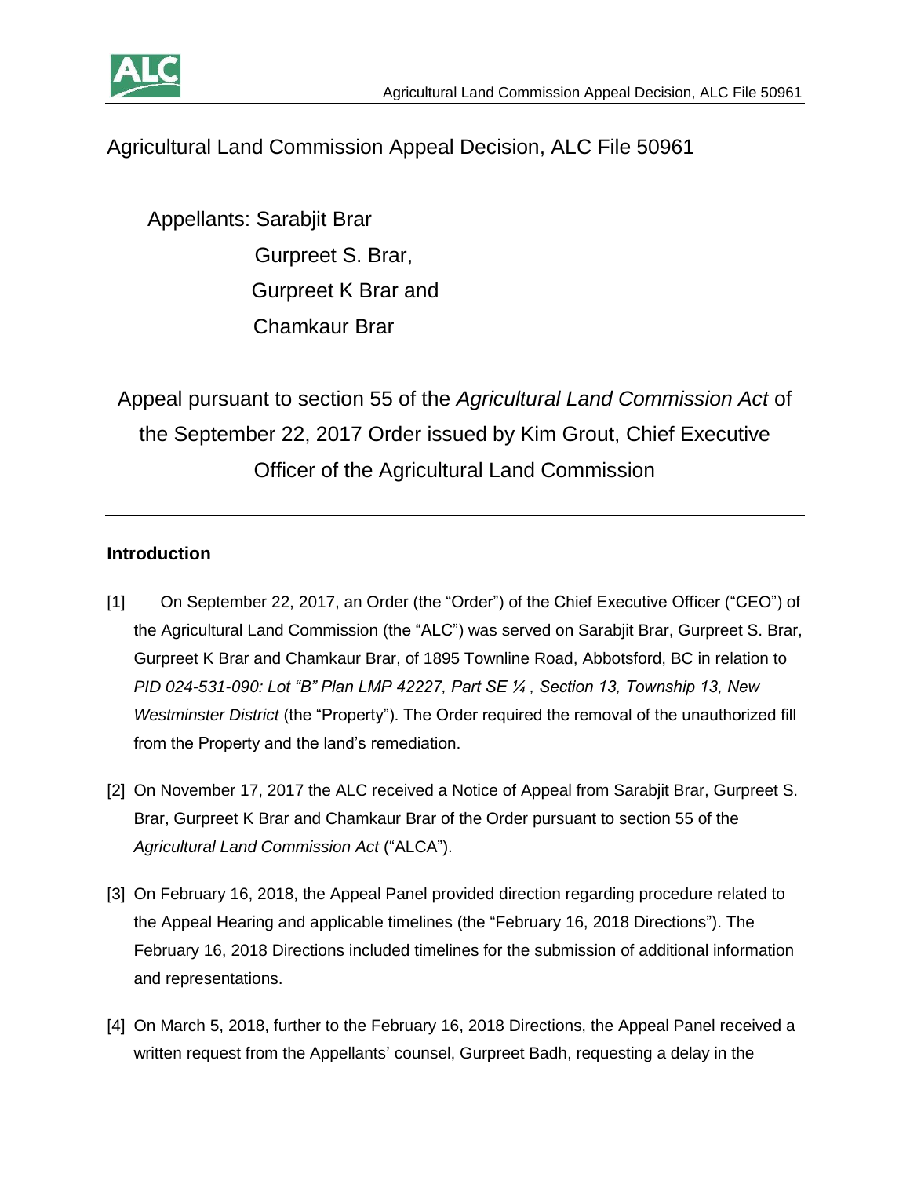# Agricultural Land Commission Appeal Decision, ALC File 50961

Appellants: Sarabjit Brar
Gurpreet S. Brar,
Gurpreet K Brar and
Chamkaur Brar

Appeal pursuant to section 55 of the *Agricultural Land Commission Act* of the September 22, 2017 Order issued by Kim Grout, Chief Executive Officer of the Agricultural Land Commission

---

## Introduction

[1] On September 22, 2017, an Order (the "Order") of the Chief Executive Officer ("CEO") of the Agricultural Land Commission (the "ALC") was served on Sarabjit Brar, Gurpreet S. Brar, Gurpreet K Brar and Chamkaur Brar, of 1895 Townline Road, Abbotsford, BC in relation to *PID 024-531-090: Lot "B" Plan LMP 42227, Part SE ¼ , Section 13, Township 13, New Westminster District* (the "Property"). The Order required the removal of the unauthorized fill from the Property and the land's remediation.

[2] On November 17, 2017 the ALC received a Notice of Appeal from Sarabjit Brar, Gurpreet S. Brar, Gurpreet K Brar and Chamkaur Brar of the Order pursuant to section 55 of the *Agricultural Land Commission Act* ("ALCA").

[3] On February 16, 2018, the Appeal Panel provided direction regarding procedure related to the Appeal Hearing and applicable timelines (the "February 16, 2018 Directions"). The February 16, 2018 Directions included timelines for the submission of additional information and representations.

[4] On March 5, 2018, further to the February 16, 2018 Directions, the Appeal Panel received a written request from the Appellants' counsel, Gurpreet Badh, requesting a delay in the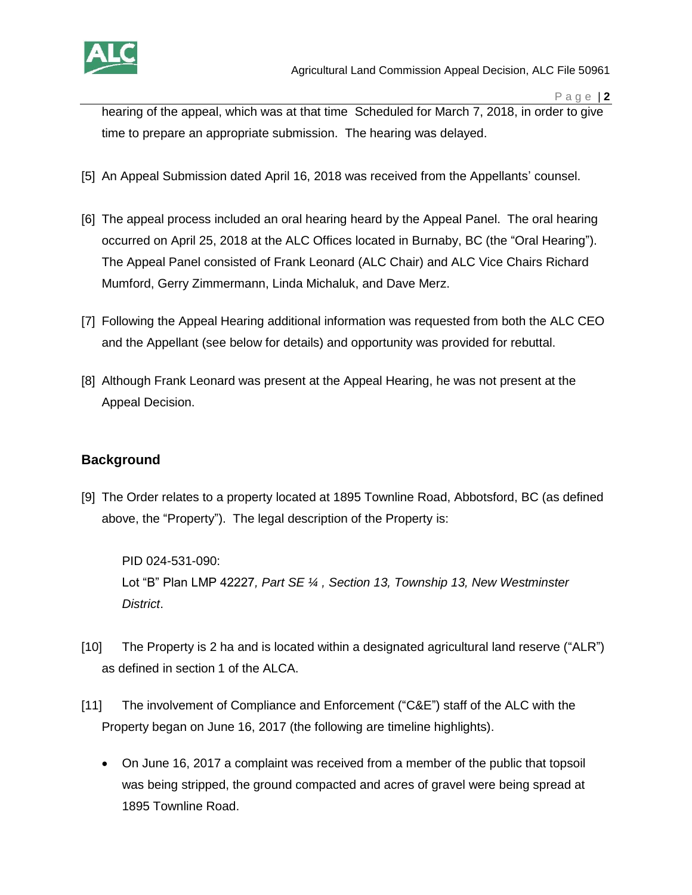hearing of the appeal, which was at that time Scheduled for March 7, 2018, in order to give time to prepare an appropriate submission. The hearing was delayed.

[5] An Appeal Submission dated April 16, 2018 was received from the Appellants' counsel.

[6] The appeal process included an oral hearing heard by the Appeal Panel. The oral hearing occurred on April 25, 2018 at the ALC Offices located in Burnaby, BC (the "Oral Hearing"). The Appeal Panel consisted of Frank Leonard (ALC Chair) and ALC Vice Chairs Richard Mumford, Gerry Zimmermann, Linda Michaluk, and Dave Merz.

[7] Following the Appeal Hearing additional information was requested from both the ALC CEO and the Appellant (see below for details) and opportunity was provided for rebuttal.

[8] Although Frank Leonard was present at the Appeal Hearing, he was not present at the Appeal Decision.

## Background

[9] The Order relates to a property located at 1895 Townline Road, Abbotsford, BC (as defined above, the "Property"). The legal description of the Property is:

> PID 024-531-090:
> Lot "B" Plan LMP 42227*, Part SE ¼ , Section 13, Township 13, New Westminster District*.

[10] The Property is 2 ha and is located within a designated agricultural land reserve ("ALR") as defined in section 1 of the ALCA.

[11] The involvement of Compliance and Enforcement ("C&E") staff of the ALC with the Property began on June 16, 2017 (the following are timeline highlights).

- On June 16, 2017 a complaint was received from a member of the public that topsoil was being stripped, the ground compacted and acres of gravel were being spread at 1895 Townline Road.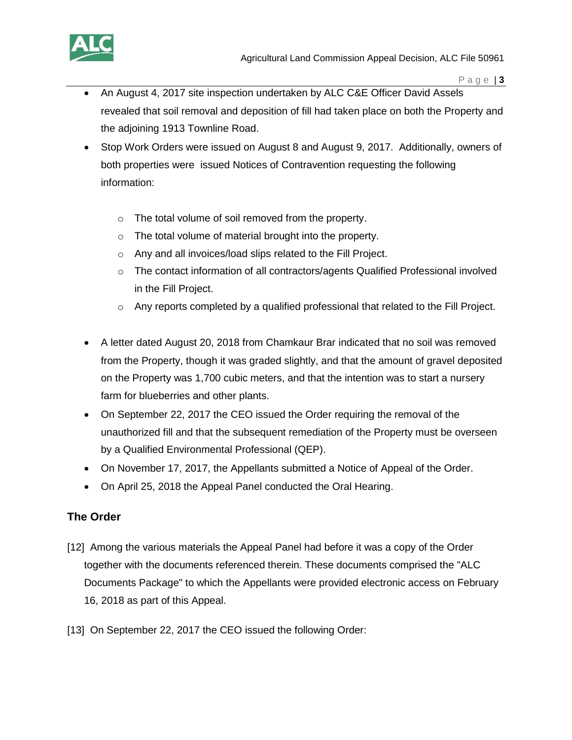- An August 4, 2017 site inspection undertaken by ALC C&E Officer David Assels revealed that soil removal and deposition of fill had taken place on both the Property and the adjoining 1913 Townline Road.
- Stop Work Orders were issued on August 8 and August 9, 2017. Additionally, owners of both properties were issued Notices of Contravention requesting the following information:
    - The total volume of soil removed from the property.
    - The total volume of material brought into the property.
    - Any and all invoices/load slips related to the Fill Project.
    - The contact information of all contractors/agents Qualified Professional involved in the Fill Project.
    - Any reports completed by a qualified professional that related to the Fill Project.
- A letter dated August 20, 2018 from Chamkaur Brar indicated that no soil was removed from the Property, though it was graded slightly, and that the amount of gravel deposited on the Property was 1,700 cubic meters, and that the intention was to start a nursery farm for blueberries and other plants.
- On September 22, 2017 the CEO issued the Order requiring the removal of the unauthorized fill and that the subsequent remediation of the Property must be overseen by a Qualified Environmental Professional (QEP).
- On November 17, 2017, the Appellants submitted a Notice of Appeal of the Order.
- On April 25, 2018 the Appeal Panel conducted the Oral Hearing.

## The Order

[12] Among the various materials the Appeal Panel had before it was a copy of the Order together with the documents referenced therein. These documents comprised the "ALC Documents Package" to which the Appellants were provided electronic access on February 16, 2018 as part of this Appeal.

[13] On September 22, 2017 the CEO issued the following Order: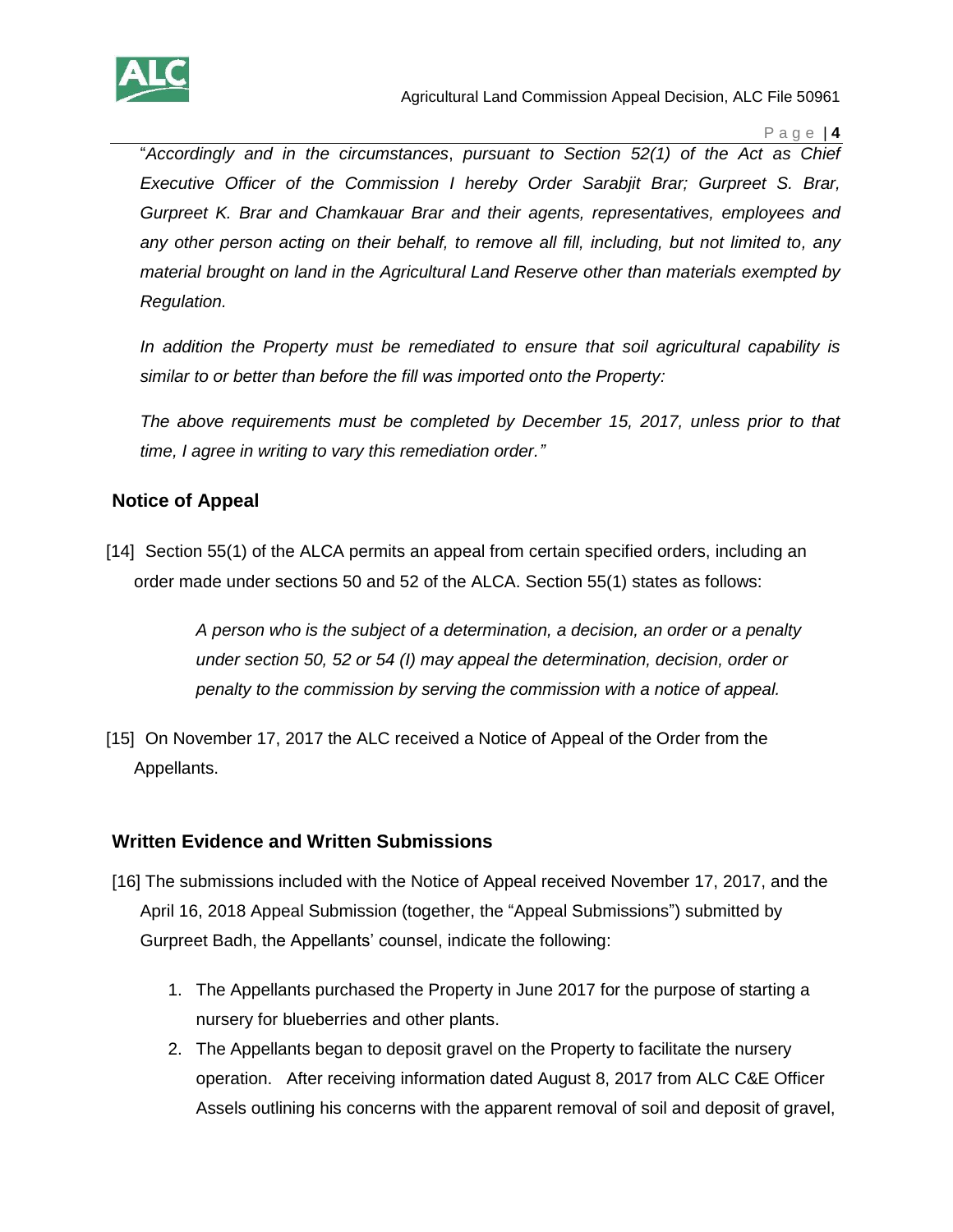"*Accordingly and in the circumstances*, *pursuant to Section 52(1) of the Act as Chief Executive Officer of the Commission I hereby Order Sarabjit Brar; Gurpreet S. Brar, Gurpreet K. Brar and Chamkauar Brar and their agents, representatives, employees and any other person acting on their behalf, to remove all fill, including, but not limited to, any material brought on land in the Agricultural Land Reserve other than materials exempted by Regulation.*

*In addition the Property must be remediated to ensure that soil agricultural capability is similar to or better than before the fill was imported onto the Property:*

*The above requirements must be completed by December 15, 2017, unless prior to that time, I agree in writing to vary this remediation order."*

## Notice of Appeal

[14] Section 55(1) of the ALCA permits an appeal from certain specified orders, including an order made under sections 50 and 52 of the ALCA. Section 55(1) states as follows:

> *A person who is the subject of a determination, a decision, an order or a penalty under section 50, 52 or 54 (I) may appeal the determination, decision, order or penalty to the commission by serving the commission with a notice of appeal.*

[15] On November 17, 2017 the ALC received a Notice of Appeal of the Order from the Appellants.

## Written Evidence and Written Submissions

[16] The submissions included with the Notice of Appeal received November 17, 2017, and the April 16, 2018 Appeal Submission (together, the "Appeal Submissions") submitted by Gurpreet Badh, the Appellants' counsel, indicate the following:

1. The Appellants purchased the Property in June 2017 for the purpose of starting a nursery for blueberries and other plants.
2. The Appellants began to deposit gravel on the Property to facilitate the nursery operation. After receiving information dated August 8, 2017 from ALC C&E Officer Assels outlining his concerns with the apparent removal of soil and deposit of gravel,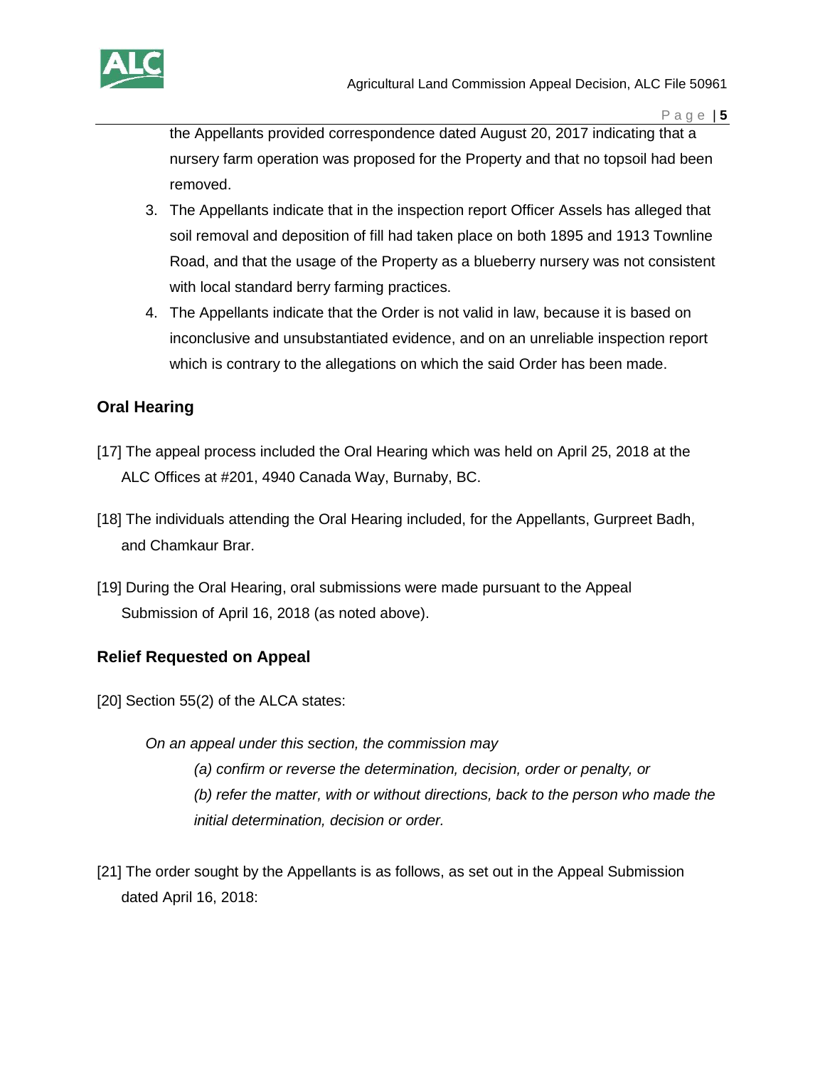the Appellants provided correspondence dated August 20, 2017 indicating that a nursery farm operation was proposed for the Property and that no topsoil had been removed.

3. The Appellants indicate that in the inspection report Officer Assels has alleged that soil removal and deposition of fill had taken place on both 1895 and 1913 Townline Road, and that the usage of the Property as a blueberry nursery was not consistent with local standard berry farming practices.
4. The Appellants indicate that the Order is not valid in law, because it is based on inconclusive and unsubstantiated evidence, and on an unreliable inspection report which is contrary to the allegations on which the said Order has been made.

## Oral Hearing

[17] The appeal process included the Oral Hearing which was held on April 25, 2018 at the ALC Offices at #201, 4940 Canada Way, Burnaby, BC.

[18] The individuals attending the Oral Hearing included, for the Appellants, Gurpreet Badh, and Chamkaur Brar.

[19] During the Oral Hearing, oral submissions were made pursuant to the Appeal Submission of April 16, 2018 (as noted above).

## Relief Requested on Appeal

[20] Section 55(2) of the ALCA states:

> *On an appeal under this section, the commission may*
>
> *(a) confirm or reverse the determination, decision, order or penalty, or*
>
> *(b) refer the matter, with or without directions, back to the person who made the initial determination, decision or order.*

[21] The order sought by the Appellants is as follows, as set out in the Appeal Submission dated April 16, 2018: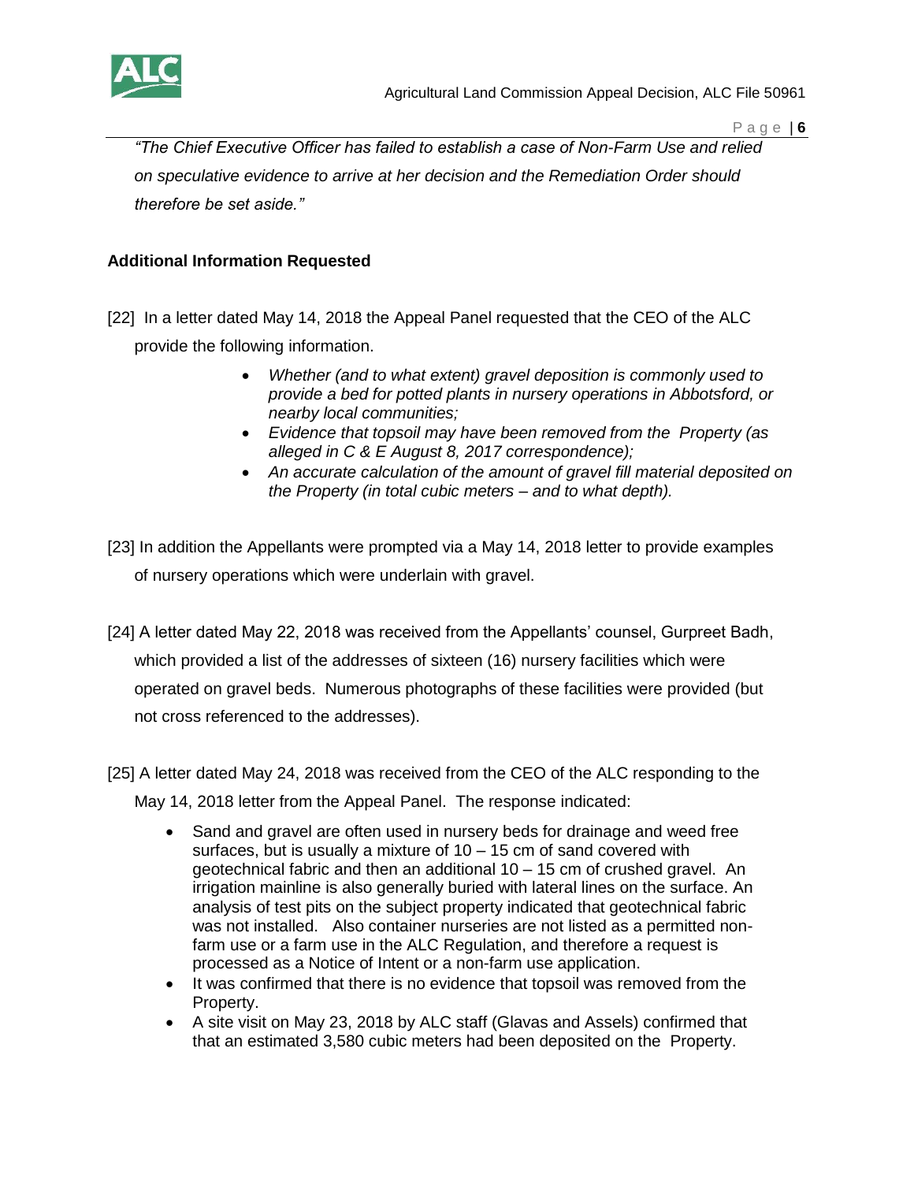*"The Chief Executive Officer has failed to establish a case of Non-Farm Use and relied on speculative evidence to arrive at her decision and the Remediation Order should therefore be set aside."*

**Additional Information Requested**

[22] In a letter dated May 14, 2018 the Appeal Panel requested that the CEO of the ALC provide the following information.

- *Whether (and to what extent) gravel deposition is commonly used to provide a bed for potted plants in nursery operations in Abbotsford, or nearby local communities;*
- *Evidence that topsoil may have been removed from the Property (as alleged in C & E August 8, 2017 correspondence);*
- *An accurate calculation of the amount of gravel fill material deposited on the Property (in total cubic meters – and to what depth).*

[23] In addition the Appellants were prompted via a May 14, 2018 letter to provide examples of nursery operations which were underlain with gravel.

[24] A letter dated May 22, 2018 was received from the Appellants' counsel, Gurpreet Badh, which provided a list of the addresses of sixteen (16) nursery facilities which were operated on gravel beds. Numerous photographs of these facilities were provided (but not cross referenced to the addresses).

[25] A letter dated May 24, 2018 was received from the CEO of the ALC responding to the May 14, 2018 letter from the Appeal Panel. The response indicated:

- Sand and gravel are often used in nursery beds for drainage and weed free surfaces, but is usually a mixture of 10 – 15 cm of sand covered with geotechnical fabric and then an additional 10 – 15 cm of crushed gravel. An irrigation mainline is also generally buried with lateral lines on the surface. An analysis of test pits on the subject property indicated that geotechnical fabric was not installed. Also container nurseries are not listed as a permitted non-farm use or a farm use in the ALC Regulation, and therefore a request is processed as a Notice of Intent or a non-farm use application.
- It was confirmed that there is no evidence that topsoil was removed from the Property.
- A site visit on May 23, 2018 by ALC staff (Glavas and Assels) confirmed that that an estimated 3,580 cubic meters had been deposited on the Property.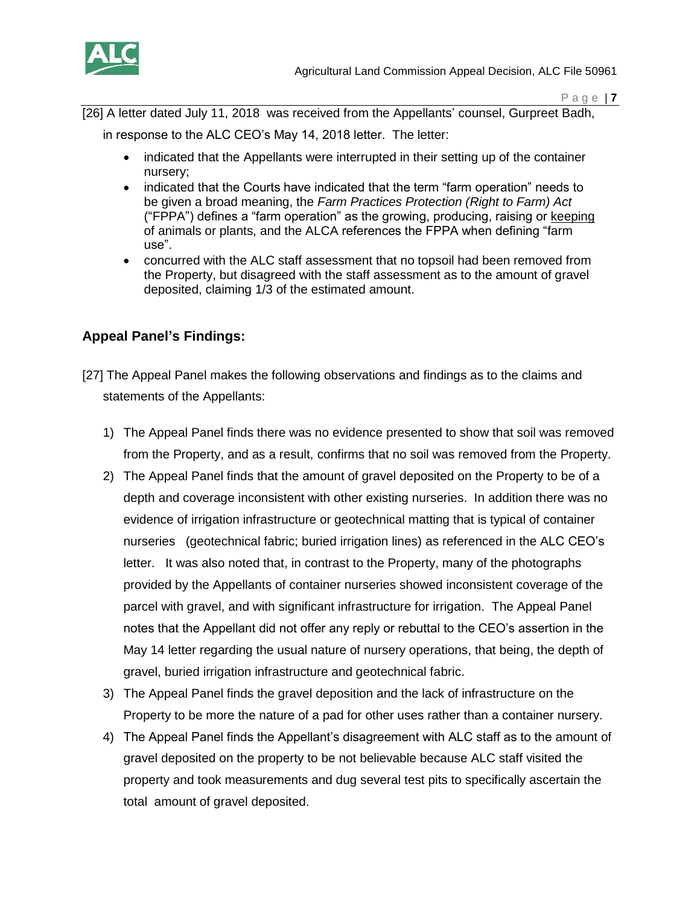[26] A letter dated July 11, 2018 was received from the Appellants' counsel, Gurpreet Badh, in response to the ALC CEO's May 14, 2018 letter. The letter:

- indicated that the Appellants were interrupted in their setting up of the container nursery;
- indicated that the Courts have indicated that the term "farm operation" needs to be given a broad meaning, the *Farm Practices Protection (Right to Farm) Act* ("FPPA") defines a "farm operation" as the growing, producing, raising or <u>keeping</u> of animals or plants, and the ALCA references the FPPA when defining "farm use".
- concurred with the ALC staff assessment that no topsoil had been removed from the Property, but disagreed with the staff assessment as to the amount of gravel deposited, claiming 1/3 of the estimated amount.

## Appeal Panel's Findings:

[27] The Appeal Panel makes the following observations and findings as to the claims and statements of the Appellants:

1) The Appeal Panel finds there was no evidence presented to show that soil was removed from the Property, and as a result, confirms that no soil was removed from the Property.
2) The Appeal Panel finds that the amount of gravel deposited on the Property to be of a depth and coverage inconsistent with other existing nurseries. In addition there was no evidence of irrigation infrastructure or geotechnical matting that is typical of container nurseries (geotechnical fabric; buried irrigation lines) as referenced in the ALC CEO's letter. It was also noted that, in contrast to the Property, many of the photographs provided by the Appellants of container nurseries showed inconsistent coverage of the parcel with gravel, and with significant infrastructure for irrigation. The Appeal Panel notes that the Appellant did not offer any reply or rebuttal to the CEO's assertion in the May 14 letter regarding the usual nature of nursery operations, that being, the depth of gravel, buried irrigation infrastructure and geotechnical fabric.
3) The Appeal Panel finds the gravel deposition and the lack of infrastructure on the Property to be more the nature of a pad for other uses rather than a container nursery.
4) The Appeal Panel finds the Appellant's disagreement with ALC staff as to the amount of gravel deposited on the property to be not believable because ALC staff visited the property and took measurements and dug several test pits to specifically ascertain the total amount of gravel deposited.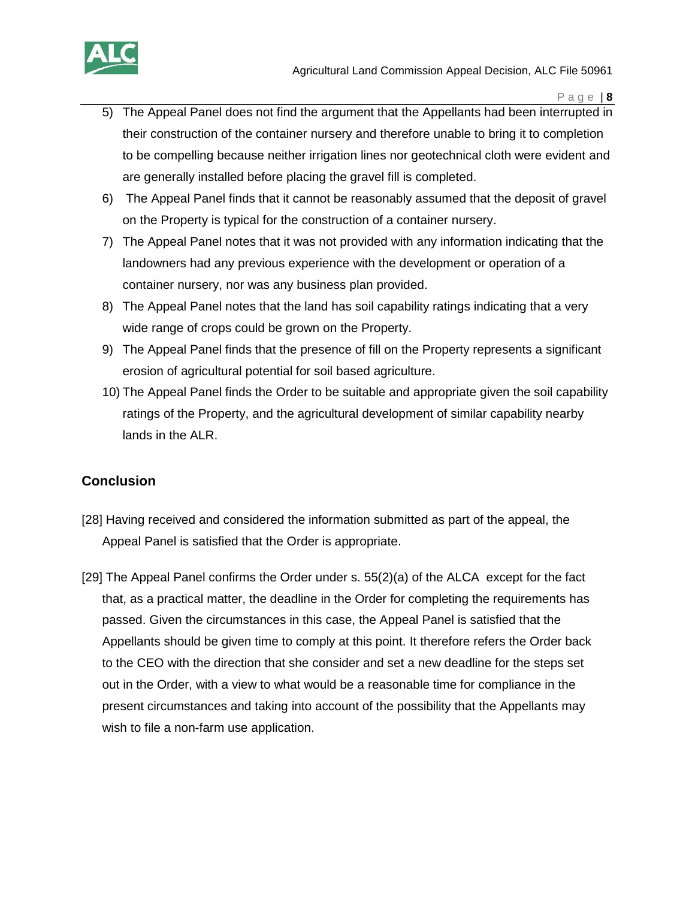5) The Appeal Panel does not find the argument that the Appellants had been interrupted in their construction of the container nursery and therefore unable to bring it to completion to be compelling because neither irrigation lines nor geotechnical cloth were evident and are generally installed before placing the gravel fill is completed.
6) The Appeal Panel finds that it cannot be reasonably assumed that the deposit of gravel on the Property is typical for the construction of a container nursery.
7) The Appeal Panel notes that it was not provided with any information indicating that the landowners had any previous experience with the development or operation of a container nursery, nor was any business plan provided.
8) The Appeal Panel notes that the land has soil capability ratings indicating that a very wide range of crops could be grown on the Property.
9) The Appeal Panel finds that the presence of fill on the Property represents a significant erosion of agricultural potential for soil based agriculture.
10) The Appeal Panel finds the Order to be suitable and appropriate given the soil capability ratings of the Property, and the agricultural development of similar capability nearby lands in the ALR.

## Conclusion

[28] Having received and considered the information submitted as part of the appeal, the Appeal Panel is satisfied that the Order is appropriate.

[29] The Appeal Panel confirms the Order under s. 55(2)(a) of the ALCA except for the fact that, as a practical matter, the deadline in the Order for completing the requirements has passed. Given the circumstances in this case, the Appeal Panel is satisfied that the Appellants should be given time to comply at this point. It therefore refers the Order back to the CEO with the direction that she consider and set a new deadline for the steps set out in the Order, with a view to what would be a reasonable time for compliance in the present circumstances and taking into account of the possibility that the Appellants may wish to file a non-farm use application.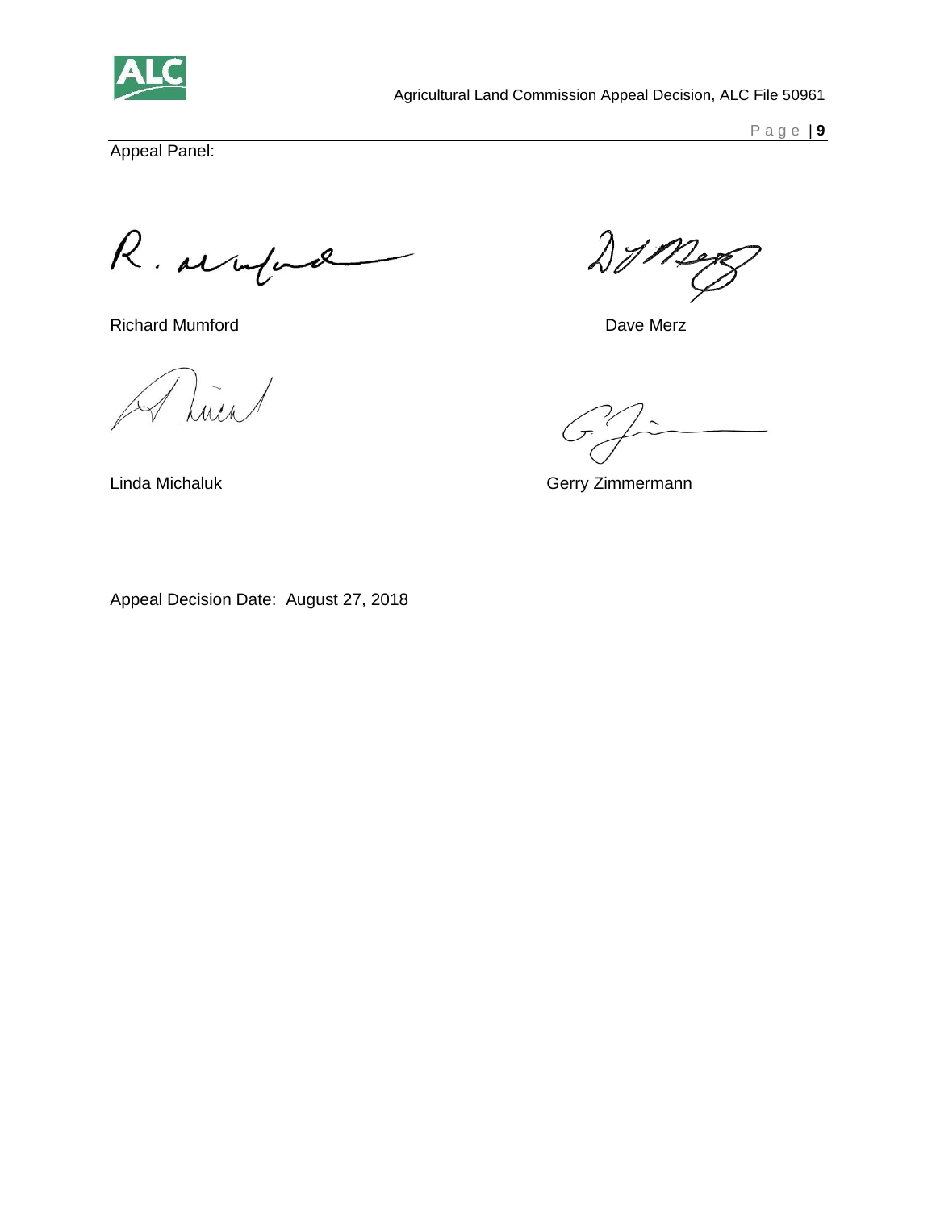Appeal Panel:

Richard Mumford

Dave Merz

Linda Michaluk

Gerry Zimmermann

Appeal Decision Date: August 27, 2018